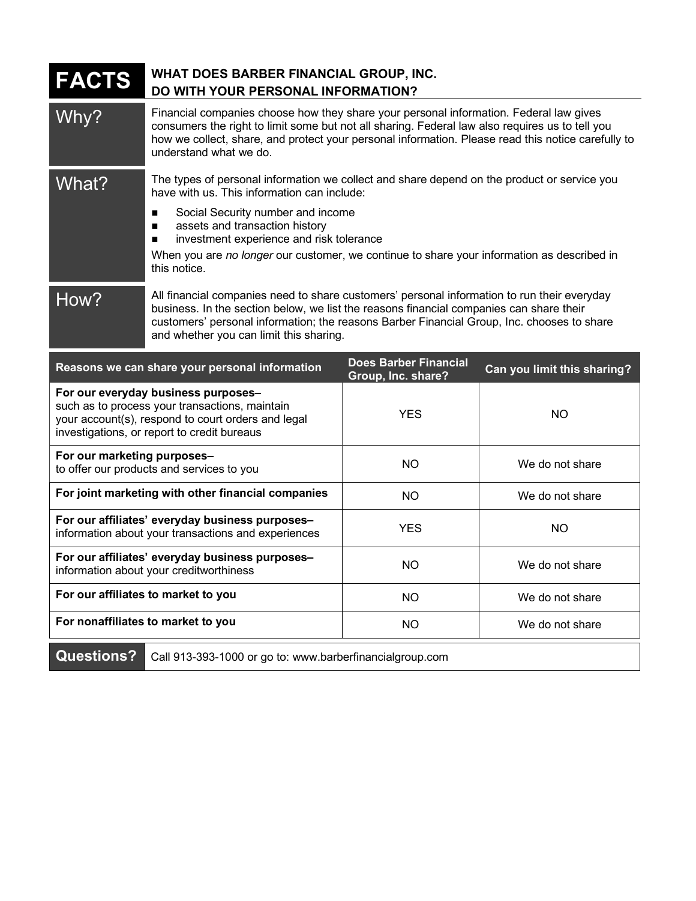# FACTS

## WHAT DOES BARBER FINANCIAL GROUP, INC. DO WITH YOUR PERSONAL INFORMATION?

### Why?

Financial companies choose how they share your personal information. Federal law gives consumers the right to limit some but not all sharing. Federal law also requires us to tell you how we collect, share, and protect your personal information. Please read this notice carefully to understand what we do.

### What?

The types of personal information we collect and share depend on the product or service you have with us. This information can include:

- Social Security number and income
- assets and transaction history
- investment experience and risk tolerance

When you are *no longer* our customer, we continue to share your information as described in this notice.

### How?

All financial companies need to share customers' personal information to run their everyday business. In the section below, we list the reasons financial companies can share their customers' personal information; the reasons Barber Financial Group, Inc. chooses to share and whether you can limit this sharing.

| Reasons we can share your personal information | Does Barber Financial Group, Inc. share? | Can you limit this sharing? |
|---|---|---|
| **For our everyday business purposes–** such as to process your transactions, maintain your account(s), respond to court orders and legal investigations, or report to credit bureaus | YES | NO |
| **For our marketing purposes–** to offer our products and services to you | NO | We do not share |
| **For joint marketing with other financial companies** | NO | We do not share |
| **For our affiliates' everyday business purposes–** information about your transactions and experiences | YES | NO |
| **For our affiliates' everyday business purposes–** information about your creditworthiness | NO | We do not share |
| **For our affiliates to market to you** | NO | We do not share |
| **For nonaffiliates to market to you** | NO | We do not share |

### Questions?

Call 913-393-1000 or go to: www.barberfinancialgroup.com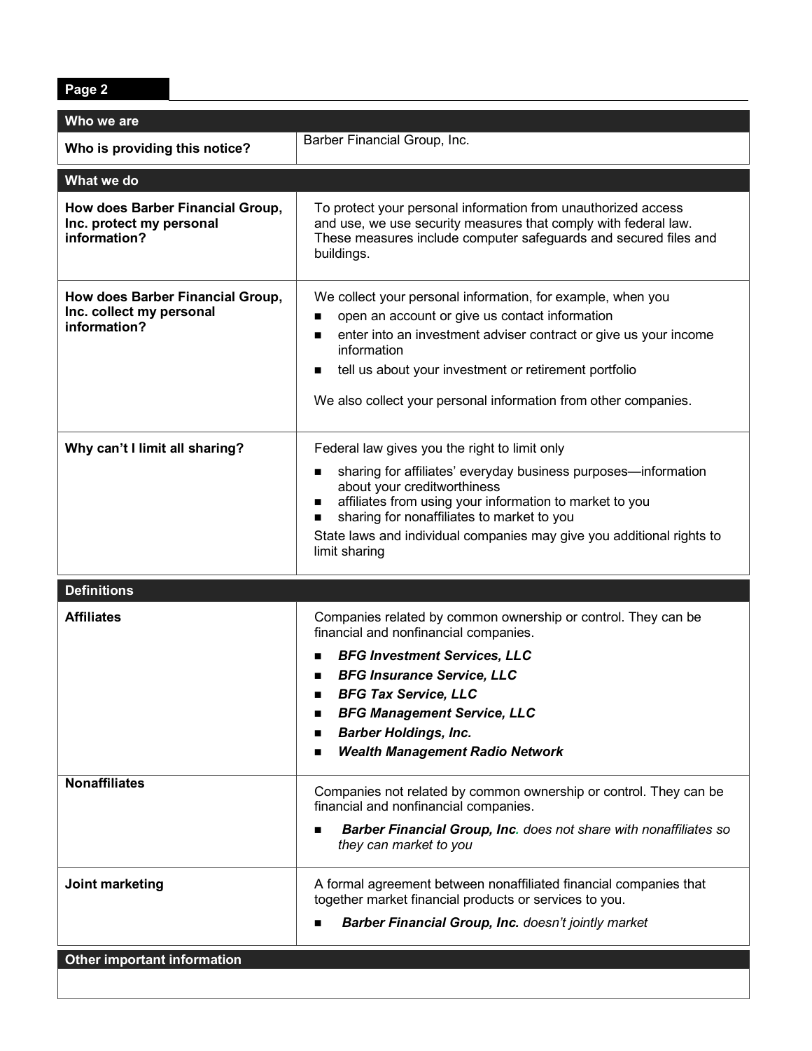| Who we are | |
|---|---|
| **Who is providing this notice?** | Barber Financial Group, Inc. |

| What we do | |
|---|---|
| **How does Barber Financial Group, Inc. protect my personal information?** | To protect your personal information from unauthorized access and use, we use security measures that comply with federal law. These measures include computer safeguards and secured files and buildings. |
| **How does Barber Financial Group, Inc. collect my personal information?** | We collect your personal information, for example, when you<br>■ open an account or give us contact information<br>■ enter into an investment adviser contract or give us your income information<br>■ tell us about your investment or retirement portfolio<br><br>We also collect your personal information from other companies. |
| **Why can't I limit all sharing?** | Federal law gives you the right to limit only<br>■ sharing for affiliates' everyday business purposes—information about your creditworthiness<br>■ affiliates from using your information to market to you<br>■ sharing for nonaffiliates to market to you<br>State laws and individual companies may give you additional rights to limit sharing |

| Definitions | |
|---|---|
| **Affiliates** | Companies related by common ownership or control. They can be financial and nonfinancial companies.<br>■ ***BFG Investment Services, LLC***<br>■ ***BFG Insurance Service, LLC***<br>■ ***BFG Tax Service, LLC***<br>■ ***BFG Management Service, LLC***<br>■ ***Barber Holdings, Inc.***<br>■ ***Wealth Management Radio Network*** |
| **Nonaffiliates** | Companies not related by common ownership or control. They can be financial and nonfinancial companies.<br>■ ***Barber Financial Group, Inc****. does not share with nonaffiliates so they can market to you* |
| **Joint marketing** | A formal agreement between nonaffiliated financial companies that together market financial products or services to you.<br>■ ***Barber Financial Group, Inc.*** *doesn't jointly market* |

| Other important information |
|---|
| |